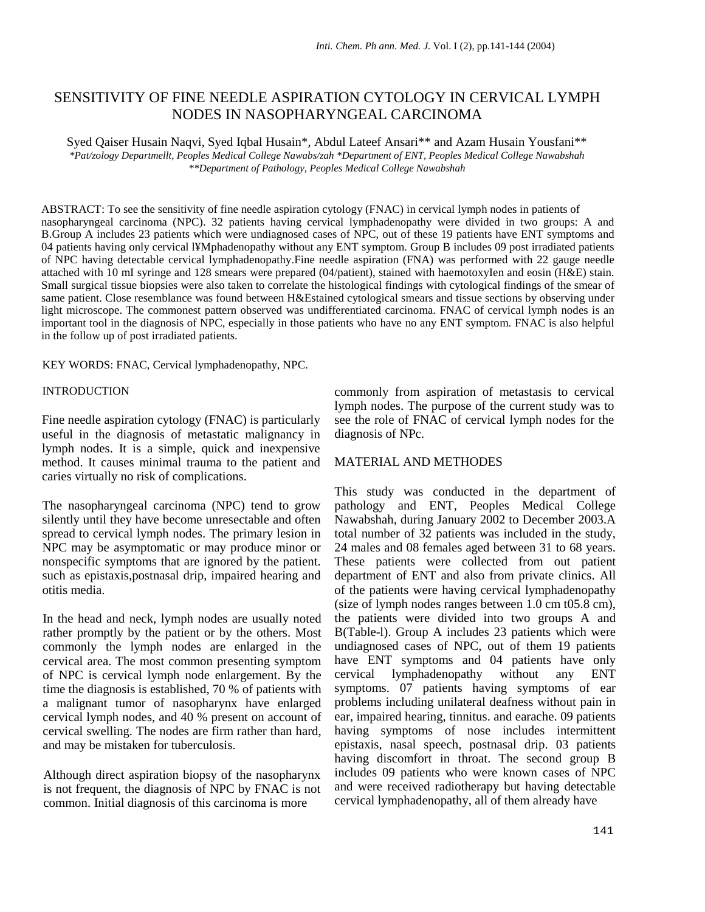# SENSITIVITY OF FINE NEEDLE ASPIRATION CYTOLOGY IN CERVICAL LYMPH NODES IN NASOPHARYNGEAL CARCINOMA

Syed Qaiser Husain Naqvi, Syed Iqbal Husain*, Abdul Lateef Ansari** and Azam Husain Yousfani**

*\*Pat/zology Departmellt, Peoples Medical College Nawabs/zah \*Department of ENT, Peoples Medical College Nawabshah*
*\*\*Department of Pathology, Peoples Medical College Nawabshah*

ABSTRACT: To see the sensitivity of fine needle aspiration cytology (FNAC) in cervical lymph nodes in patients of nasopharyngeal carcinoma (NPC). 32 patients having cervical lymphadenopathy were divided in two groups: A and B.Group A includes 23 patients which were undiagnosed cases of NPC, out of these 19 patients have ENT symptoms and 04 patients having only cervical l¥Mphadenopathy without any ENT symptom. Group B includes 09 post irradiated patients of NPC having detectable cervical lymphadenopathy.Fine needle aspiration (FNA) was performed with 22 gauge needle attached with 10 mI syringe and 128 smears were prepared (04/patient), stained with haemotoxyIen and eosin (H&E) stain. Small surgical tissue biopsies were also taken to correlate the histological findings with cytological findings of the smear of same patient. Close resemblance was found between H&Estained cytological smears and tissue sections by observing under light microscope. The commonest pattern observed was undifferentiated carcinoma. FNAC of cervical lymph nodes is an important tool in the diagnosis of NPC, especially in those patients who have no any ENT symptom. FNAC is also helpful in the follow up of post irradiated patients.

KEY WORDS: FNAC, Cervical lymphadenopathy, NPC.

## INTRODUCTION

Fine needle aspiration cytology (FNAC) is particularly useful in the diagnosis of metastatic malignancy in lymph nodes. It is a simple, quick and inexpensive method. It causes minimal trauma to the patient and caries virtually no risk of complications.

The nasopharyngeal carcinoma (NPC) tend to grow silently until they have become unresectable and often spread to cervical lymph nodes. The primary lesion in NPC may be asymptomatic or may produce minor or nonspecific symptoms that are ignored by the patient. such as epistaxis,postnasal drip, impaired hearing and otitis media.

In the head and neck, lymph nodes are usually noted rather promptly by the patient or by the others. Most commonly the lymph nodes are enlarged in the cervical area. The most common presenting symptom of NPC is cervical lymph node enlargement. By the time the diagnosis is established, 70 % of patients with a malignant tumor of nasopharynx have enlarged cervical lymph nodes, and 40 % present on account of cervical swelling. The nodes are firm rather than hard, and may be mistaken for tuberculosis.

Although direct aspiration biopsy of the nasopharynx is not frequent, the diagnosis of NPC by FNAC is not common. Initial diagnosis of this carcinoma is more commonly from aspiration of metastasis to cervical lymph nodes. The purpose of the current study was to see the role of FNAC of cervical lymph nodes for the diagnosis of NPc.

## MATERIAL AND METHODES

This study was conducted in the department of pathology and ENT, Peoples Medical College Nawabshah, during January 2002 to December 2003.A total number of 32 patients was included in the study, 24 males and 08 females aged between 31 to 68 years. These patients were collected from out patient department of ENT and also from private clinics. All of the patients were having cervical lymphadenopathy (size of lymph nodes ranges between 1.0 cm t05.8 cm), the patients were divided into two groups A and B(Table-l). Group A includes 23 patients which were undiagnosed cases of NPC, out of them 19 patients have ENT symptoms and 04 patients have only cervical lymphadenopathy without any ENT symptoms. 07 patients having symptoms of ear problems including unilateral deafness without pain in ear, impaired hearing, tinnitus. and earache. 09 patients having symptoms of nose includes intermittent epistaxis, nasal speech, postnasal drip. 03 patients having discomfort in throat. The second group B includes 09 patients who were known cases of NPC and were received radiotherapy but having detectable cervical lymphadenopathy, all of them already have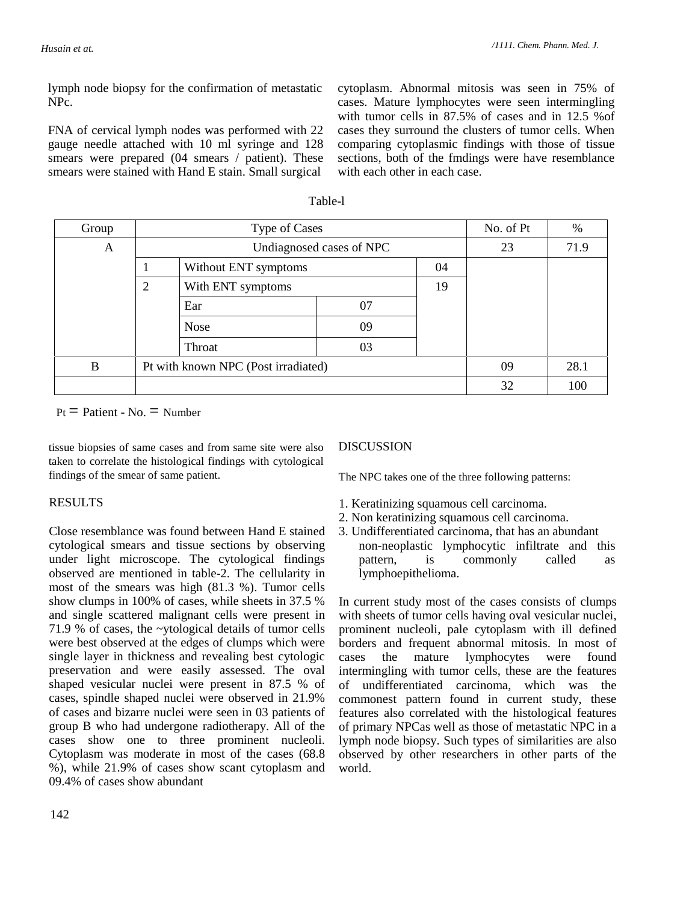lymph node biopsy for the confirmation of metastatic NPc.

FNA of cervical lymph nodes was performed with 22 gauge needle attached with 10 ml syringe and 128 smears were prepared (04 smears / patient). These smears were stained with Hand E stain. Small surgical tissue biopsies of same cases and from same site were also taken to correlate the histological findings with cytological findings of the smear of same patient.

Table-l

| Group | Type of Cases | | | | No. of Pt | % |
|---|---|---|---|---|---|---|
| A | Undiagnosed cases of NPC | | | | 23 | 71.9 |
| | 1 | Without ENT symptoms | | 04 | | |
| | 2 | With ENT symptoms | | 19 | | |
| | | Ear | 07 | | | |
| | | Nose | 09 | | | |
| | | Throat | 03 | | | |
| B | Pt with known NPC (Post irradiated) | | | | 09 | 28.1 |
| | | | | | 32 | 100 |

Pt = Patient - No. = Number

## RESULTS

Close resemblance was found between Hand E stained cytological smears and tissue sections by observing under light microscope. The cytological findings observed are mentioned in table-2. The cellularity in most of the smears was high (81.3 %). Tumor cells show clumps in 100% of cases, while sheets in 37.5 % and single scattered malignant cells were present in 71.9 % of cases, the ~ytological details of tumor cells were best observed at the edges of clumps which were single layer in thickness and revealing best cytologic preservation and were easily assessed. The oval shaped vesicular nuclei were present in 87.5 % of cases, spindle shaped nuclei were observed in 21.9% of cases and bizarre nuclei were seen in 03 patients of group B who had undergone radiotherapy. All of the cases show one to three prominent nucleoli. Cytoplasm was moderate in most of the cases (68.8 %), while 21.9% of cases show scant cytoplasm and 09.4% of cases show abundant cytoplasm. Abnormal mitosis was seen in 75% of cases. Mature lymphocytes were seen intermingling with tumor cells in 87.5% of cases and in 12.5 %of cases they surround the clusters of tumor cells. When comparing cytoplasmic findings with those of tissue sections, both of the fmdings were have resemblance with each other in each case.

## DISCUSSION

The NPC takes one of the three following patterns:

1. Keratinizing squamous cell carcinoma.
2. Non keratinizing squamous cell carcinoma.
3. Undifferentiated carcinoma, that has an abundant non-neoplastic lymphocytic infiltrate and this pattern, is commonly called as lymphoepithelioma.

In current study most of the cases consists of clumps with sheets of tumor cells having oval vesicular nuclei, prominent nucleoli, pale cytoplasm with ill defined borders and frequent abnormal mitosis. In most of cases the mature lymphocytes were found intermingling with tumor cells, these are the features of undifferentiated carcinoma, which was the commonest pattern found in current study, these features also correlated with the histological features of primary NPCas well as those of metastatic NPC in a lymph node biopsy. Such types of similarities are also observed by other researchers in other parts of the world.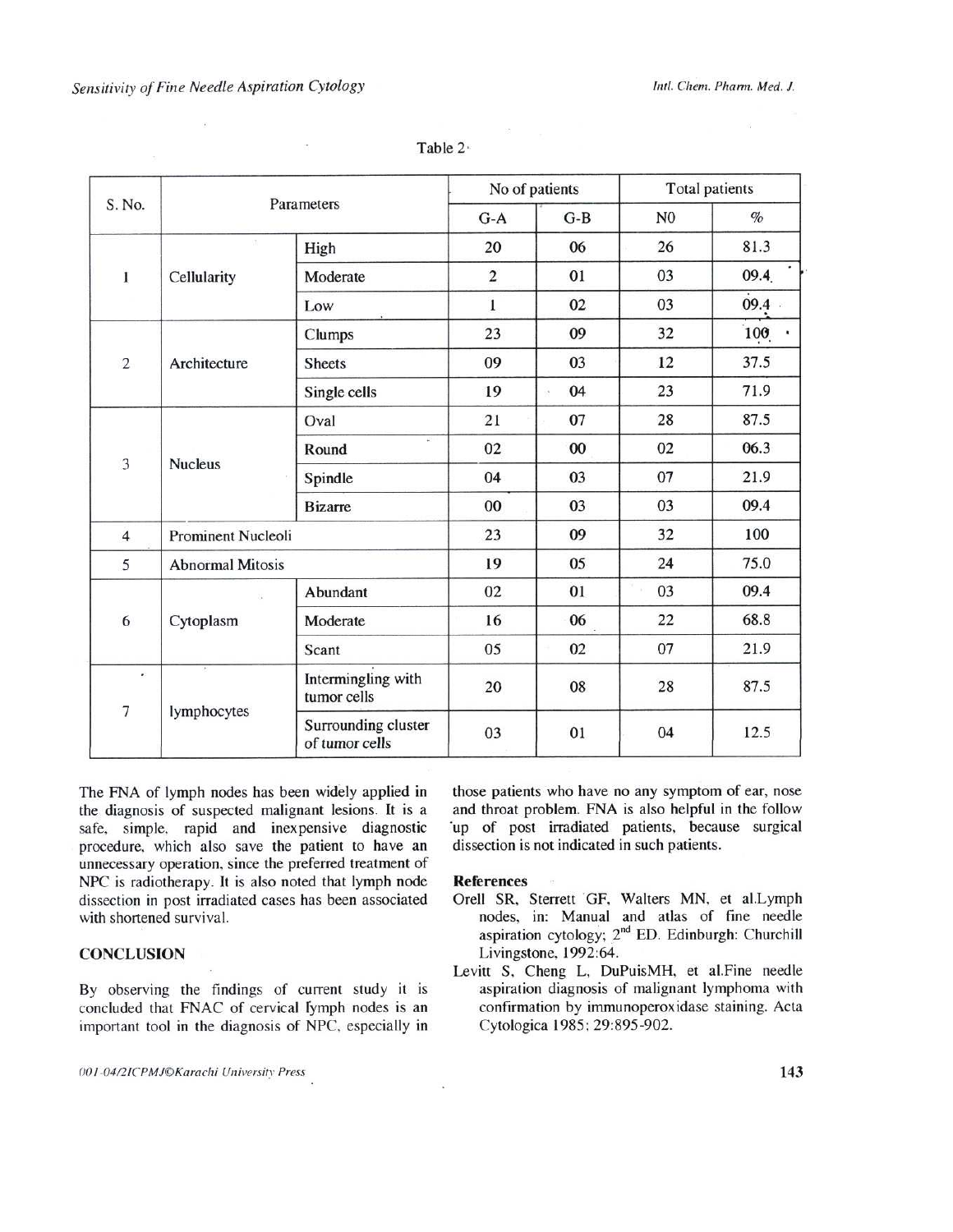Table 2

| S. No. | Parameters | | No of patients | | Total patients | |
|---|---|---|---|---|---|---|
| | | | G-A | G-B | NO | % |
| 1 | Cellularity | High | 20 | 06 | 26 | 81.3 |
| | | Moderate | 2 | 01 | 03 | 09.4 |
| | | Low | 1 | 02 | 03 | 09.4 |
| 2 | Architecture | Clumps | 23 | 09 | 32 | 100 |
| | | Sheets | 09 | 03 | 12 | 37.5 |
| | | Single cells | 19 | 04 | 23 | 71.9 |
| 3 | Nucleus | Oval | 21 | 07 | 28 | 87.5 |
| | | Round | 02 | 00 | 02 | 06.3 |
| | | Spindle | 04 | 03 | 07 | 21.9 |
| | | Bizarre | 00 | 03 | 03 | 09.4 |
| 4 | Prominent Nucleoli | | 23 | 09 | 32 | 100 |
| 5 | Abnormal Mitosis | | 19 | 05 | 24 | 75.0 |
| 6 | Cytoplasm | Abundant | 02 | 01 | 03 | 09.4 |
| | | Moderate | 16 | 06 | 22 | 68.8 |
| | | Scant | 05 | 02 | 07 | 21.9 |
| 7 | lymphocytes | Intermingling with tumor cells | 20 | 08 | 28 | 87.5 |
| | | Surrounding cluster of tumor cells | 03 | 01 | 04 | 12.5 |

The FNA of lymph nodes has been widely applied in the diagnosis of suspected malignant lesions. It is a safe, simple, rapid and inexpensive diagnostic procedure, which also save the patient to have an unnecessary operation, since the preferred treatment of NPC is radiotherapy. It is also noted that lymph node dissection in post irradiated cases has been associated with shortened survival.

## CONCLUSION

By observing the findings of current study it is concluded that FNAC of cervical lymph nodes is an important tool in the diagnosis of NPC, especially in those patients who have no any symptom of ear, nose and throat problem. FNA is also helpful in the follow up of post irradiated patients, because surgical dissection is not indicated in such patients.

### References

Orell SR, Sterrett GF, Walters MN, et al.Lymph nodes, in: Manual and atlas of fine needle aspiration cytology; 2nd ED. Edinburgh: Churchill Livingstone, 1992:64.

Levitt S, Cheng L, DuPuisMH, et al.Fine needle aspiration diagnosis of malignant lymphoma with confirmation by immunoperoxidase staining. Acta Cytologica 1985; 29:895-902.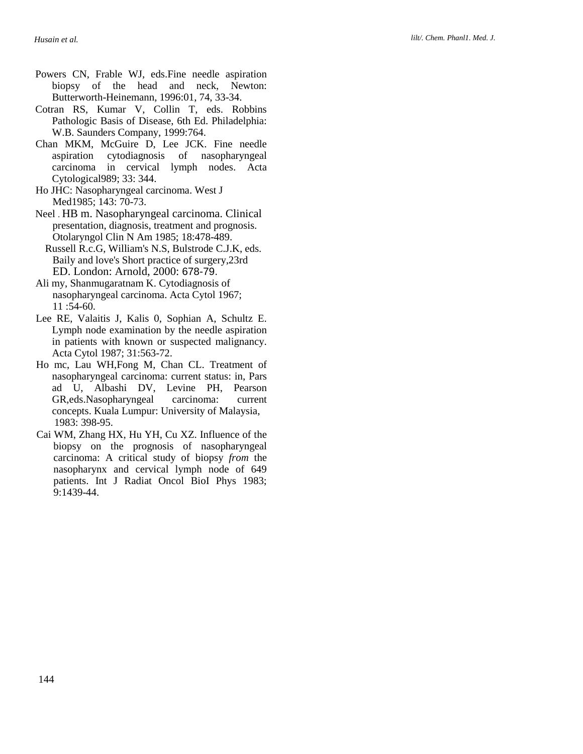Powers CN, Frable WJ, eds.Fine needle aspiration biopsy of the head and neck, Newton: Butterworth-Heinemann, 1996:01, 74, 33-34.

Cotran RS, Kumar V, Collin T, eds. Robbins Pathologic Basis of Disease, 6th Ed. Philadelphia: W.B. Saunders Company, 1999:764.

Chan MKM, McGuire D, Lee JCK. Fine needle aspiration cytodiagnosis of nasopharyngeal carcinoma in cervical lymph nodes. Acta Cytological989; 33: 344.

Ho JHC: Nasopharyngeal carcinoma. West J Med1985; 143: 70-73.

Neel . HB m. Nasopharyngeal carcinoma. Clinical presentation, diagnosis, treatment and prognosis. Otolaryngol Clin N Am 1985; 18:478-489.

Russell R.c.G, William's N.S, Bulstrode C.J.K, eds. Baily and love's Short practice of surgery,23rd ED. London: Arnold, 2000: 678-79.

Ali my, Shanmugaratnam K. Cytodiagnosis of nasopharyngeal carcinoma. Acta Cytol 1967; 11 :54-60.

Lee RE, Valaitis J, Kalis 0, Sophian A, Schultz E. Lymph node examination by the needle aspiration in patients with known or suspected malignancy. Acta Cytol 1987; 31:563-72.

Ho mc, Lau WH,Fong M, Chan CL. Treatment of nasopharyngeal carcinoma: current status: in, Pars ad U, Albashi DV, Levine PH, Pearson GR,eds.Nasopharyngeal carcinoma: current concepts. Kuala Lumpur: University of Malaysia, 1983: 398-95.

Cai WM, Zhang HX, Hu YH, Cu XZ. Influence of the biopsy on the prognosis of nasopharyngeal carcinoma: A critical study of biopsy *from* the nasopharynx and cervical lymph node of 649 patients. Int J Radiat Oncol BioI Phys 1983; 9:1439-44.